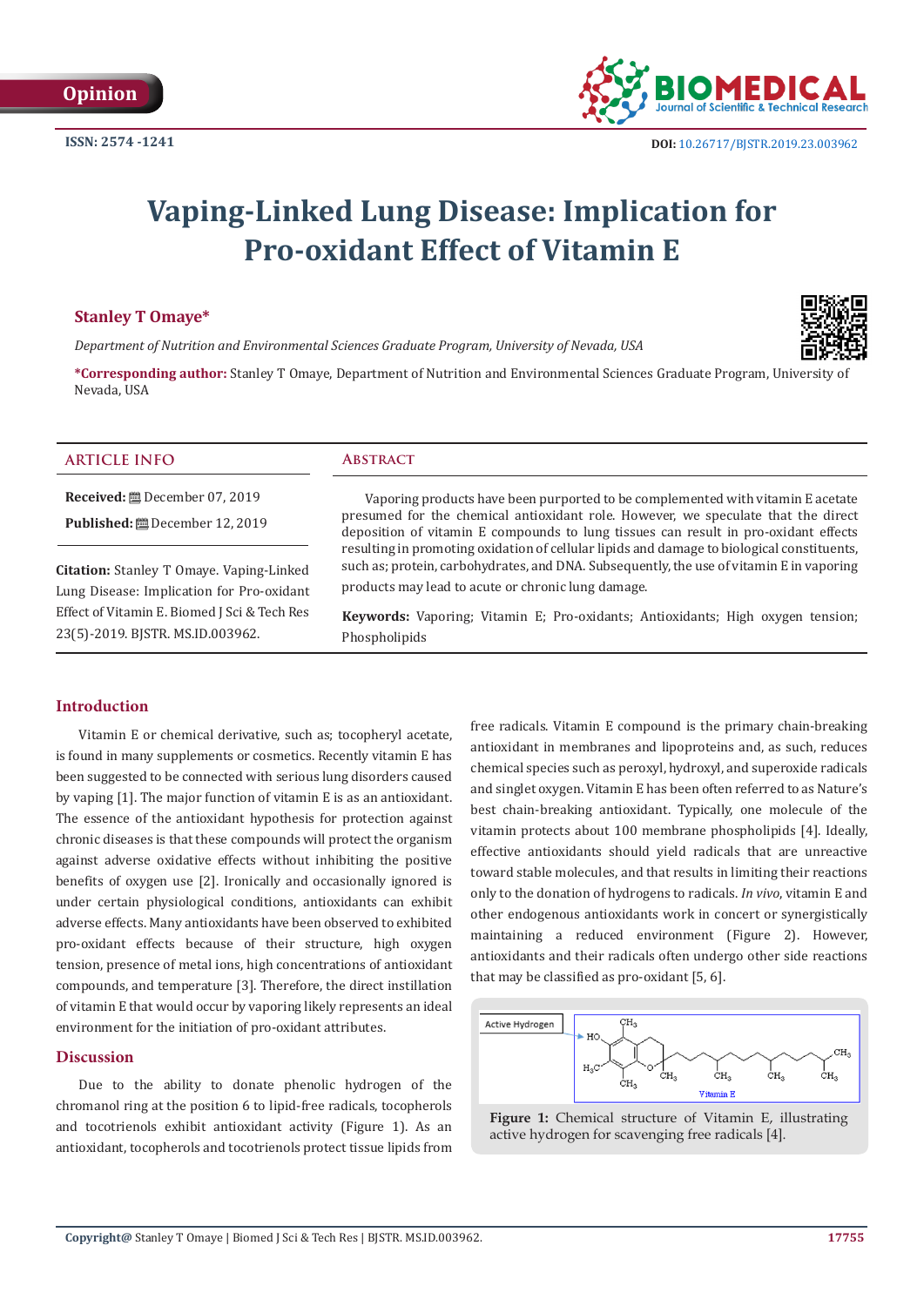Opinion

ISSN: 2574 -1241

DOI: 10.26717/BJSTR.2019.23.003962

# Vaping-Linked Lung Disease: Implication for Pro-oxidant Effect of Vitamin E

**Stanley T Omaye***

*Department of Nutrition and Environmental Sciences Graduate Program, University of Nevada, USA*

***Corresponding author:** Stanley T Omaye, Department of Nutrition and Environmental Sciences Graduate Program, University of Nevada, USA

## ARTICLE INFO

**Received:** December 07, 2019

**Published:** December 12, 2019

**Citation:** Stanley T Omaye. Vaping-Linked Lung Disease: Implication for Pro-oxidant Effect of Vitamin E. Biomed J Sci & Tech Res 23(5)-2019. BJSTR. MS.ID.003962.

## Abstract

Vaporing products have been purported to be complemented with vitamin E acetate presumed for the chemical antioxidant role. However, we speculate that the direct deposition of vitamin E compounds to lung tissues can result in pro-oxidant effects resulting in promoting oxidation of cellular lipids and damage to biological constituents, such as; protein, carbohydrates, and DNA. Subsequently, the use of vitamin E in vaporing products may lead to acute or chronic lung damage.

**Keywords:** Vaporing; Vitamin E; Pro-oxidants; Antioxidants; High oxygen tension; Phospholipids

## Introduction

Vitamin E or chemical derivative, such as; tocopheryl acetate, is found in many supplements or cosmetics. Recently vitamin E has been suggested to be connected with serious lung disorders caused by vaping [1]. The major function of vitamin E is as an antioxidant. The essence of the antioxidant hypothesis for protection against chronic diseases is that these compounds will protect the organism against adverse oxidative effects without inhibiting the positive benefits of oxygen use [2]. Ironically and occasionally ignored is under certain physiological conditions, antioxidants can exhibit adverse effects. Many antioxidants have been observed to exhibited pro-oxidant effects because of their structure, high oxygen tension, presence of metal ions, high concentrations of antioxidant compounds, and temperature [3]. Therefore, the direct instillation of vitamin E that would occur by vaporing likely represents an ideal environment for the initiation of pro-oxidant attributes.

## Discussion

Due to the ability to donate phenolic hydrogen of the chromanol ring at the position 6 to lipid-free radicals, tocopherols and tocotrienols exhibit antioxidant activity (Figure 1). As an antioxidant, tocopherols and tocotrienols protect tissue lipids from free radicals. Vitamin E compound is the primary chain-breaking antioxidant in membranes and lipoproteins and, as such, reduces chemical species such as peroxyl, hydroxyl, and superoxide radicals and singlet oxygen. Vitamin E has been often referred to as Nature's best chain-breaking antioxidant. Typically, one molecule of the vitamin protects about 100 membrane phospholipids [4]. Ideally, effective antioxidants should yield radicals that are unreactive toward stable molecules, and that results in limiting their reactions only to the donation of hydrogens to radicals. *In vivo*, vitamin E and other endogenous antioxidants work in concert or synergistically maintaining a reduced environment (Figure 2). However, antioxidants and their radicals often undergo other side reactions that may be classified as pro-oxidant [5, 6].

**Figure 1:** Chemical structure of Vitamin E, illustrating active hydrogen for scavenging free radicals [4].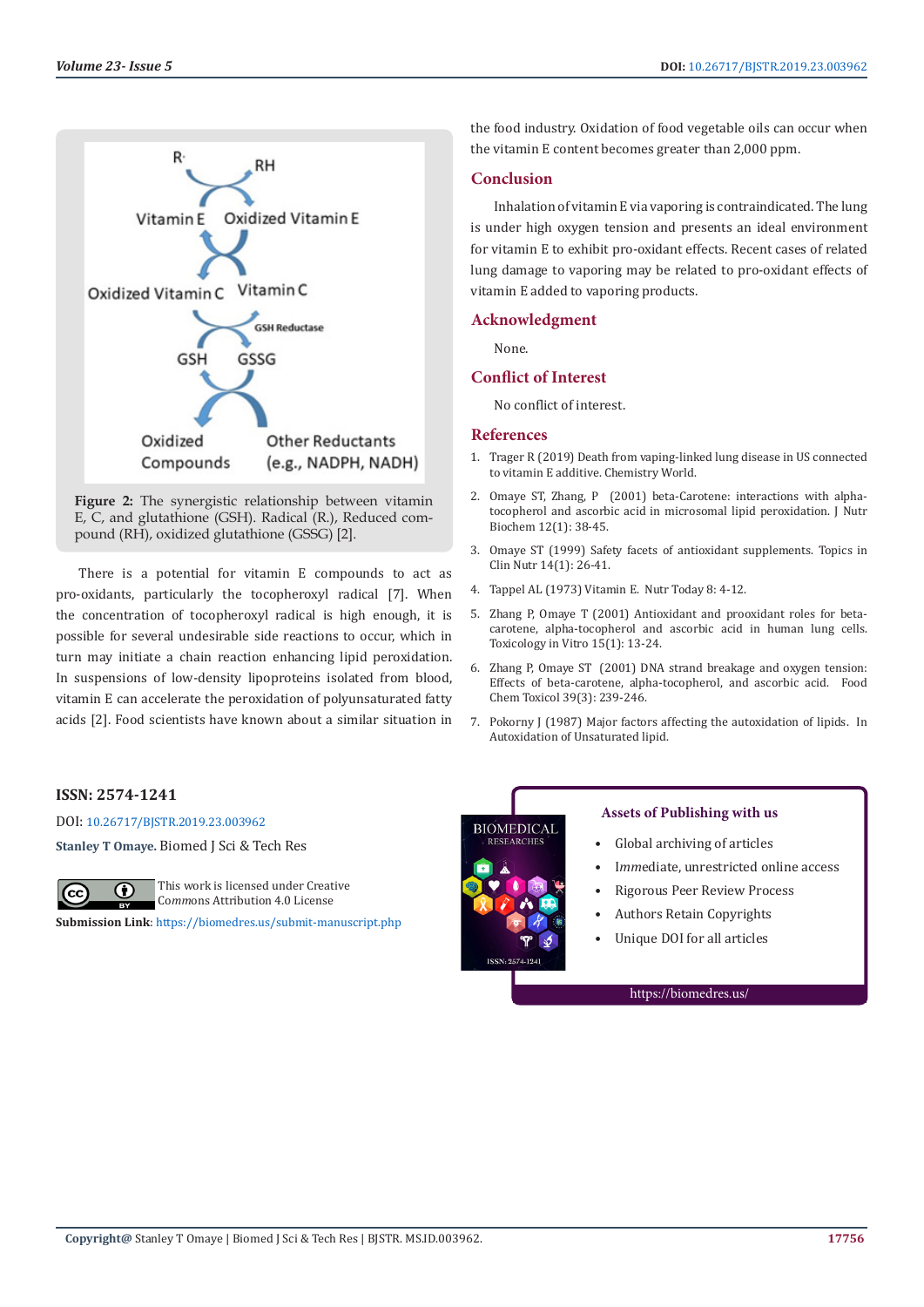R·

RH

Vitamin E

Oxidized Vitamin E

Oxidized Vitamin C

Vitamin C

GSH Reductase

GSH

GSSG

Oxidized Compounds

Other Reductants (e.g., NADPH, NADH)

**Figure 2:** The synergistic relationship between vitamin E, C, and glutathione (GSH). Radical (R.), Reduced compound (RH), oxidized glutathione (GSSG) [2].

There is a potential for vitamin E compounds to act as pro-oxidants, particularly the tocopheroxyl radical [7]. When the concentration of tocopheroxyl radical is high enough, it is possible for several undesirable side reactions to occur, which in turn may initiate a chain reaction enhancing lipid peroxidation. In suspensions of low-density lipoproteins isolated from blood, vitamin E can accelerate the peroxidation of polyunsaturated fatty acids [2]. Food scientists have known about a similar situation in the food industry. Oxidation of food vegetable oils can occur when the vitamin E content becomes greater than 2,000 ppm.

## Conclusion

Inhalation of vitamin E via vaporing is contraindicated. The lung is under high oxygen tension and presents an ideal environment for vitamin E to exhibit pro-oxidant effects. Recent cases of related lung damage to vaporing may be related to pro-oxidant effects of vitamin E added to vaporing products.

## Acknowledgment

None.

## Conflict of Interest

No conflict of interest.

## References

1. Trager R (2019) Death from vaping-linked lung disease in US connected to vitamin E additive. Chemistry World.
2. Omaye ST, Zhang, P (2001) beta-Carotene: interactions with alpha-tocopherol and ascorbic acid in microsomal lipid peroxidation. J Nutr Biochem 12(1): 38-45.
3. Omaye ST (1999) Safety facets of antioxidant supplements. Topics in Clin Nutr 14(1): 26-41.
4. Tappel AL (1973) Vitamin E. Nutr Today 8: 4-12.
5. Zhang P, Omaye T (2001) Antioxidant and prooxidant roles for beta-carotene, alpha-tocopherol and ascorbic acid in human lung cells. Toxicology in Vitro 15(1): 13-24.
6. Zhang P, Omaye ST (2001) DNA strand breakage and oxygen tension: Effects of beta-carotene, alpha-tocopherol, and ascorbic acid. Food Chem Toxicol 39(3): 239-246.
7. Pokorny J (1987) Major factors affecting the autoxidation of lipids. In Autoxidation of Unsaturated lipid.

**ISSN: 2574-1241**

DOI: 10.26717/BJSTR.2019.23.003962

**Stanley T Omaye.** Biomed J Sci & Tech Res

This work is licensed under Creative Commons Attribution 4.0 License

**Submission Link**: https://biomedres.us/submit-manuscript.php

### Assets of Publishing with us

- Global archiving of articles
- Immediate, unrestricted online access
- Rigorous Peer Review Process
- Authors Retain Copyrights
- Unique DOI for all articles

https://biomedres.us/